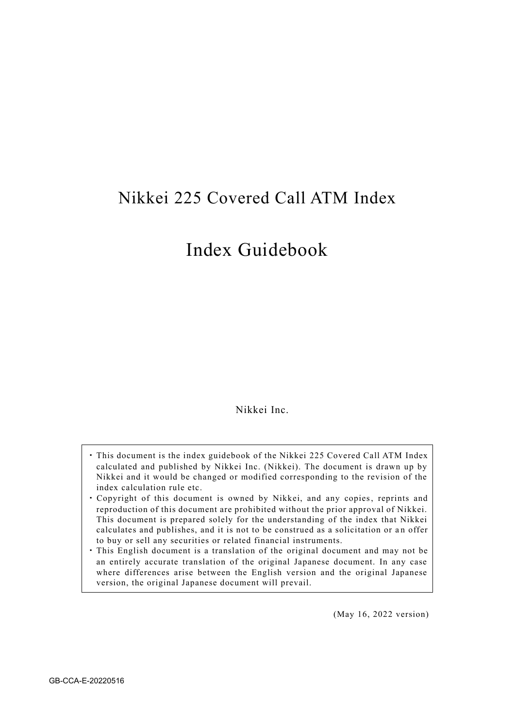# Nikkei 225 Covered Call ATM Index

# Index Guidebook

Nikkei Inc.

- This document is the index guidebook of the Nikkei 225 Covered Call ATM Index calculated and published by Nikkei Inc. (Nikkei). The document is drawn up by Nikkei and it would be changed or modified corresponding to the revision of the index calculation rule etc.
- Copyright of this document is owned by Nikkei, and any copies, reprints and reproduction of this document are prohibited without the prior approval of Nikkei. This document is prepared solely for the understanding of the index that Nikkei calculates and publishes, and it is not to be construed as a solicitation or an offer to buy or sell any securities or related financial instruments.
- This English document is a translation of the original document and may not be an entirely accurate translation of the original Japanese document. In any case where differences arise between the English version and the original Japanese version, the original Japanese document will prevail.

(May 16, 2022 version)

GB-CCA-E-20220516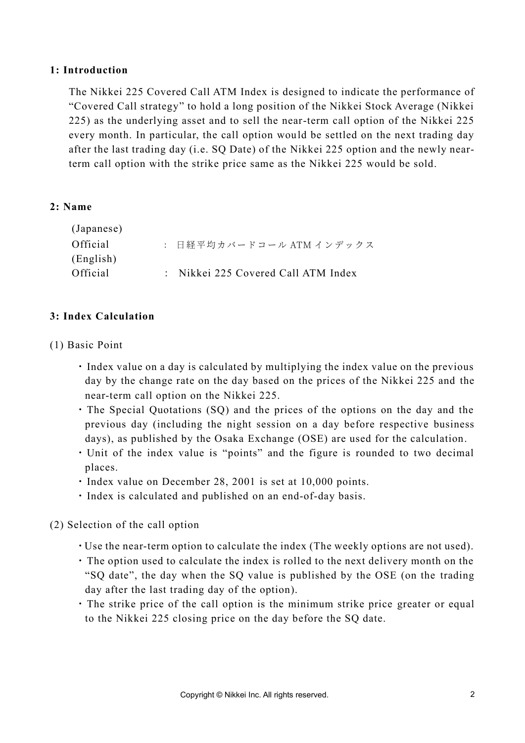## 1: Introduction

The Nikkei 225 Covered Call ATM Index is designed to indicate the performance of "Covered Call strategy" to hold a long position of the Nikkei Stock Average (Nikkei 225) as the underlying asset and to sell the near-term call option of the Nikkei 225 every month. In particular, the call option would be settled on the next trading day after the last trading day (i.e. SQ Date) of the Nikkei 225 option and the newly near-term call option with the strike price same as the Nikkei 225 would be sold.

## 2: Name

(Japanese)
Official　：日経平均カバードコール ATM インデックス
(English)
Official　：Nikkei 225 Covered Call ATM Index

## 3: Index Calculation

(1) Basic Point

- Index value on a day is calculated by multiplying the index value on the previous day by the change rate on the day based on the prices of the Nikkei 225 and the near-term call option on the Nikkei 225.
- The Special Quotations (SQ) and the prices of the options on the day and the previous day (including the night session on a day before respective business days), as published by the Osaka Exchange (OSE) are used for the calculation.
- Unit of the index value is "points" and the figure is rounded to two decimal places.
- Index value on December 28, 2001 is set at 10,000 points.
- Index is calculated and published on an end-of-day basis.

(2) Selection of the call option

- Use the near-term option to calculate the index (The weekly options are not used).
- The option used to calculate the index is rolled to the next delivery month on the "SQ date", the day when the SQ value is published by the OSE (on the trading day after the last trading day of the option).
- The strike price of the call option is the minimum strike price greater or equal to the Nikkei 225 closing price on the day before the SQ date.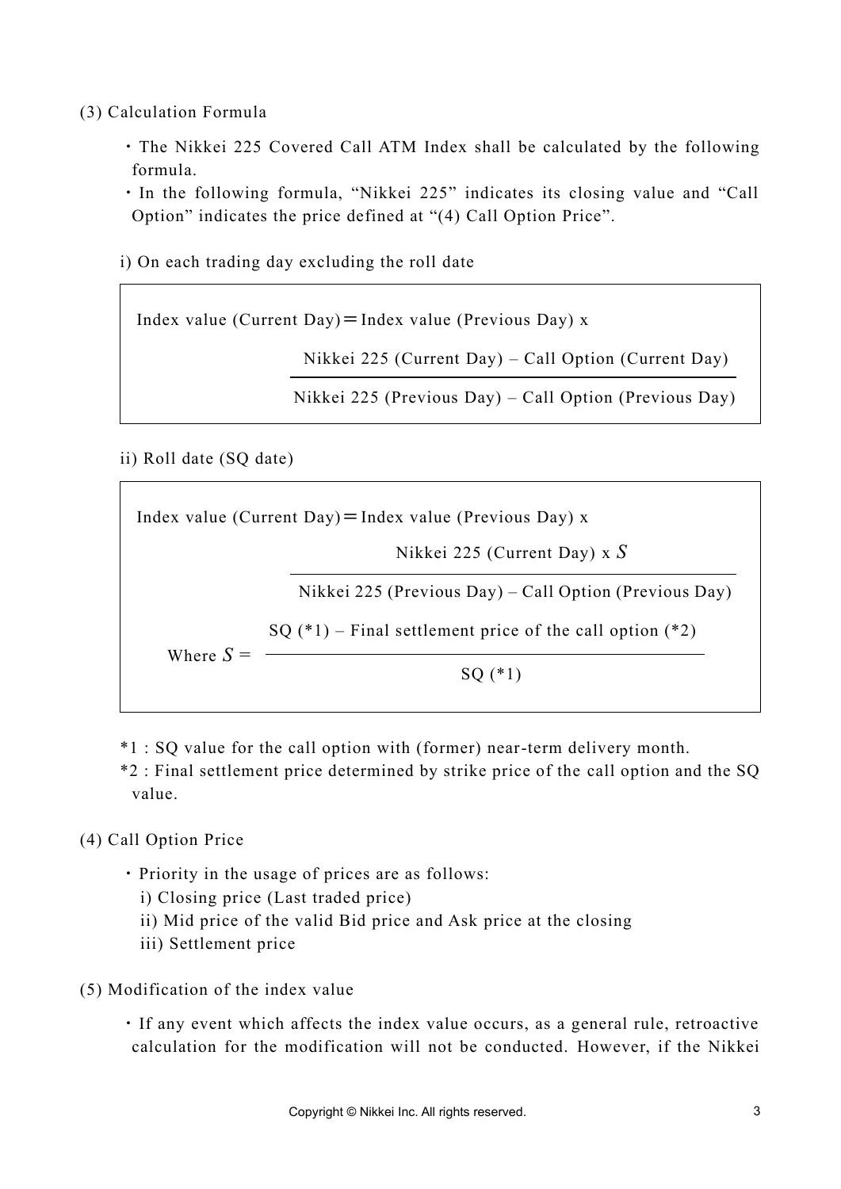## (3) Calculation Formula

- The Nikkei 225 Covered Call ATM Index shall be calculated by the following formula.
- In the following formula, "Nikkei 225" indicates its closing value and "Call Option" indicates the price defined at "(4) Call Option Price".

i) On each trading day excluding the roll date

$$\text{Index value (Current Day)} = \text{Index value (Previous Day)} \times \frac{\text{Nikkei 225 (Current Day)} - \text{Call Option (Current Day)}}{\text{Nikkei 225 (Previous Day)} - \text{Call Option (Previous Day)}}$$

ii) Roll date (SQ date)

$$\text{Index value (Current Day)} = \text{Index value (Previous Day)} \times \frac{\text{Nikkei 225 (Current Day)} \times S}{\text{Nikkei 225 (Previous Day)} - \text{Call Option (Previous Day)}}$$

$$\text{Where } S = \frac{\text{SQ (*1)} - \text{Final settlement price of the call option (*2)}}{\text{SQ (*1)}}$$

*1 : SQ value for the call option with (former) near-term delivery month.

*2 : Final settlement price determined by strike price of the call option and the SQ value.

## (4) Call Option Price

- Priority in the usage of prices are as follows:
  - i) Closing price (Last traded price)
  - ii) Mid price of the valid Bid price and Ask price at the closing
  - iii) Settlement price

## (5) Modification of the index value

- If any event which affects the index value occurs, as a general rule, retroactive calculation for the modification will not be conducted. However, if the Nikkei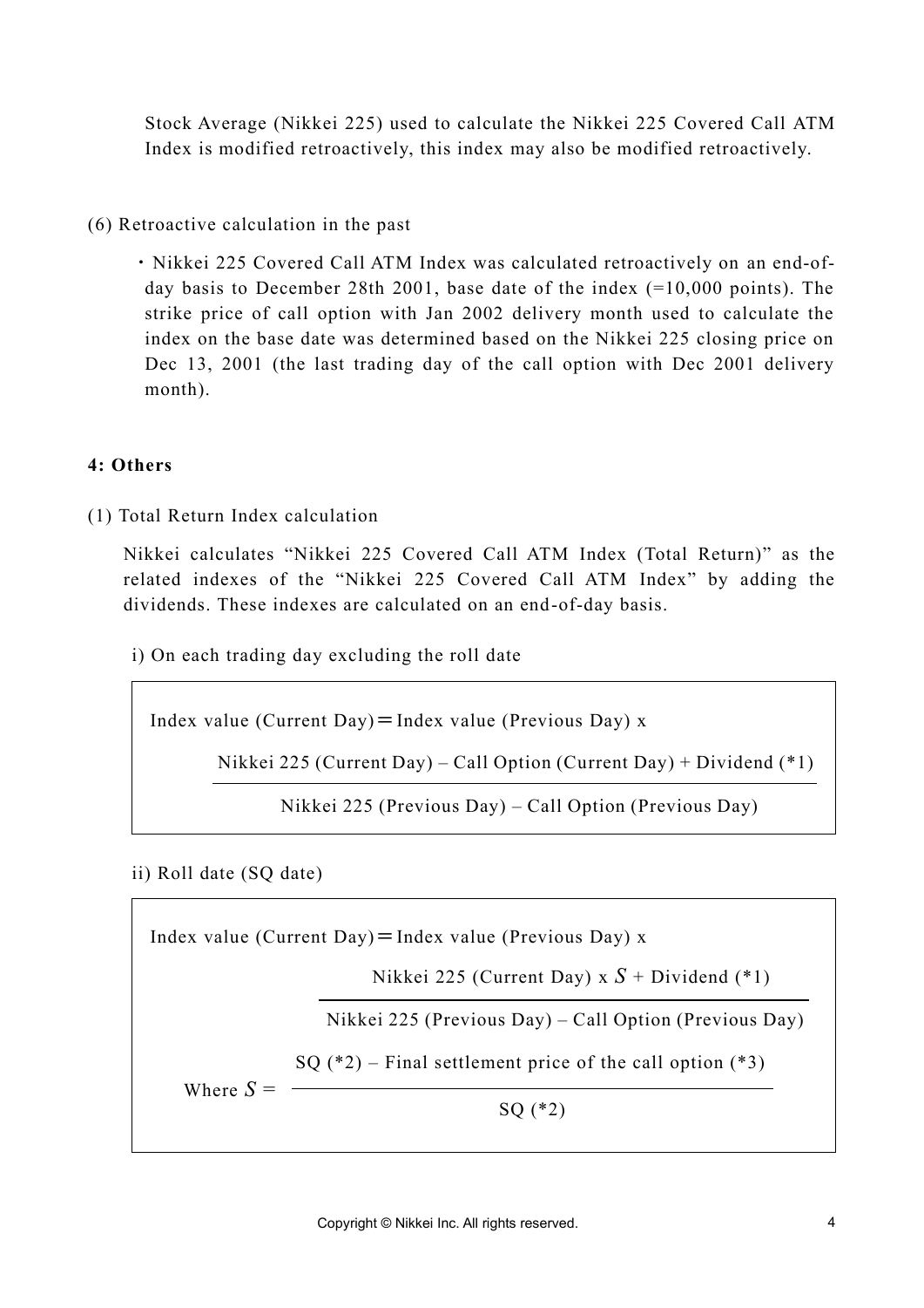Stock Average (Nikkei 225) used to calculate the Nikkei 225 Covered Call ATM Index is modified retroactively, this index may also be modified retroactively.

(6) Retroactive calculation in the past

・Nikkei 225 Covered Call ATM Index was calculated retroactively on an end-of-day basis to December 28th 2001, base date of the index (=10,000 points). The strike price of call option with Jan 2002 delivery month used to calculate the index on the base date was determined based on the Nikkei 225 closing price on Dec 13, 2001 (the last trading day of the call option with Dec 2001 delivery month).

**4: Others**

(1) Total Return Index calculation

Nikkei calculates "Nikkei 225 Covered Call ATM Index (Total Return)" as the related indexes of the "Nikkei 225 Covered Call ATM Index" by adding the dividends. These indexes are calculated on an end-of-day basis.

i) On each trading day excluding the roll date

$$\text{Index value (Current Day)} = \text{Index value (Previous Day)} \times \frac{\text{Nikkei 225 (Current Day)} - \text{Call Option (Current Day)} + \text{Dividend (*1)}}{\text{Nikkei 225 (Previous Day)} - \text{Call Option (Previous Day)}}$$

ii) Roll date (SQ date)

$$\text{Index value (Current Day)} = \text{Index value (Previous Day)} \times \frac{\text{Nikkei 225 (Current Day)} \times S + \text{Dividend (*1)}}{\text{Nikkei 225 (Previous Day)} - \text{Call Option (Previous Day)}}$$

$$\text{Where } S = \frac{\text{SQ (*2)} - \text{Final settlement price of the call option (*3)}}{\text{SQ (*2)}}$$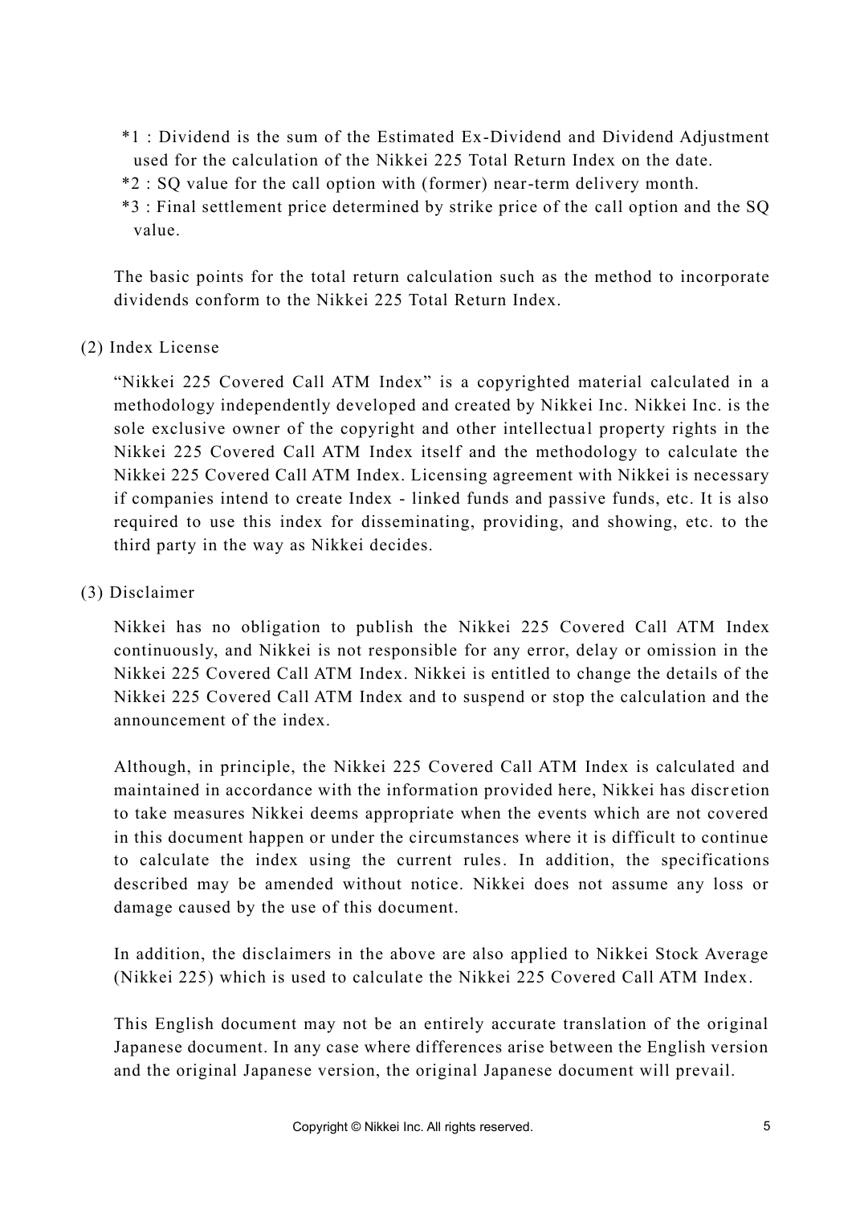*1 : Dividend is the sum of the Estimated Ex-Dividend and Dividend Adjustment used for the calculation of the Nikkei 225 Total Return Index on the date.
*2 : SQ value for the call option with (former) near-term delivery month.
*3 : Final settlement price determined by strike price of the call option and the SQ value.

The basic points for the total return calculation such as the method to incorporate dividends conform to the Nikkei 225 Total Return Index.

(2) Index License

"Nikkei 225 Covered Call ATM Index" is a copyrighted material calculated in a methodology independently developed and created by Nikkei Inc. Nikkei Inc. is the sole exclusive owner of the copyright and other intellectual property rights in the Nikkei 225 Covered Call ATM Index itself and the methodology to calculate the Nikkei 225 Covered Call ATM Index. Licensing agreement with Nikkei is necessary if companies intend to create Index - linked funds and passive funds, etc. It is also required to use this index for disseminating, providing, and showing, etc. to the third party in the way as Nikkei decides.

(3) Disclaimer

Nikkei has no obligation to publish the Nikkei 225 Covered Call ATM Index continuously, and Nikkei is not responsible for any error, delay or omission in the Nikkei 225 Covered Call ATM Index. Nikkei is entitled to change the details of the Nikkei 225 Covered Call ATM Index and to suspend or stop the calculation and the announcement of the index.

Although, in principle, the Nikkei 225 Covered Call ATM Index is calculated and maintained in accordance with the information provided here, Nikkei has discretion to take measures Nikkei deems appropriate when the events which are not covered in this document happen or under the circumstances where it is difficult to continue to calculate the index using the current rules. In addition, the specifications described may be amended without notice. Nikkei does not assume any loss or damage caused by the use of this document.

In addition, the disclaimers in the above are also applied to Nikkei Stock Average (Nikkei 225) which is used to calculate the Nikkei 225 Covered Call ATM Index.

This English document may not be an entirely accurate translation of the original Japanese document. In any case where differences arise between the English version and the original Japanese version, the original Japanese document will prevail.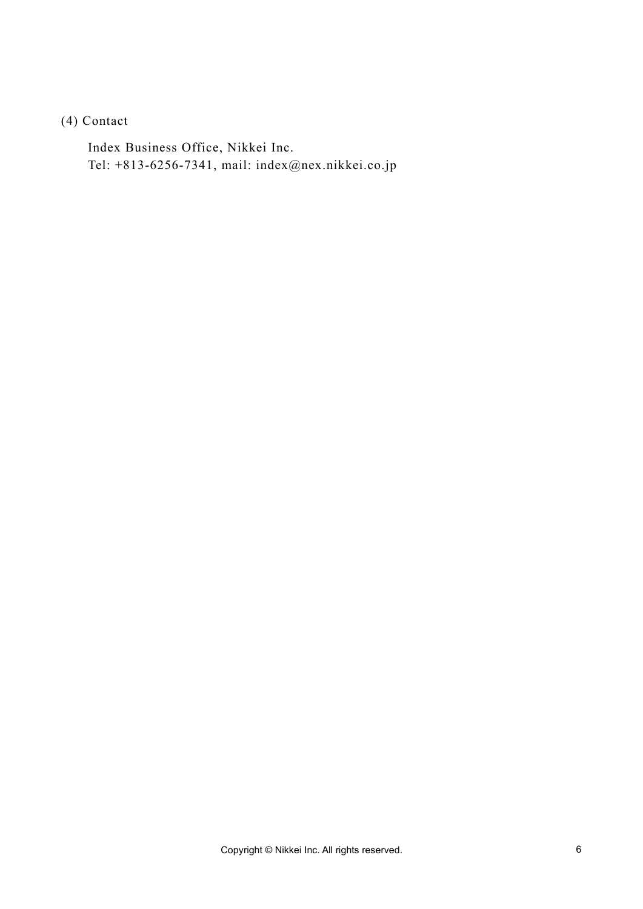(4) Contact

Index Business Office, Nikkei Inc.
Tel: +813-6256-7341, mail: index@nex.nikkei.co.jp